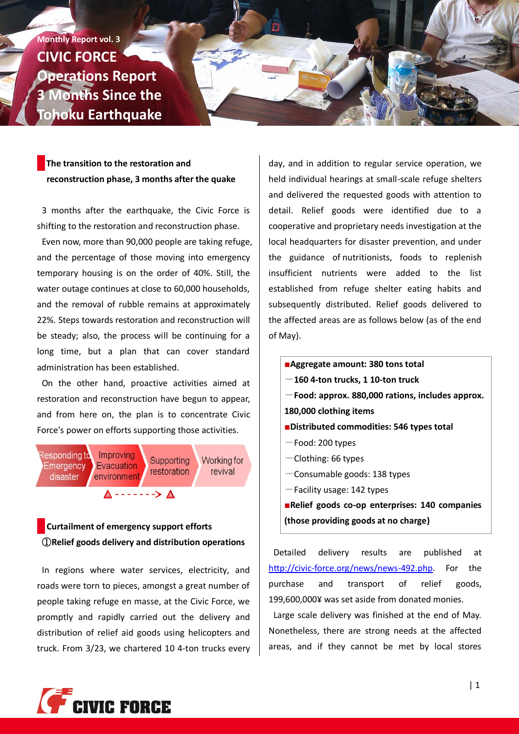Monthly Report vol. 3

# CIVIC FORCE Operations Report 3 Months Since the Tohoku Earthquake

## The transition to the restoration and reconstruction phase, 3 months after the quake

3 months after the earthquake, the Civic Force is shifting to the restoration and reconstruction phase.

Even now, more than 90,000 people are taking refuge, and the percentage of those moving into emergency temporary housing is on the order of 40%. Still, the water outage continues at close to 60,000 households, and the removal of rubble remains at approximately 22%. Steps towards restoration and reconstruction will be steady; also, the process will be continuing for a long time, but a plan that can cover standard administration has been established.

On the other hand, proactive activities aimed at restoration and reconstruction have begun to appear, and from here on, the plan is to concentrate Civic Force's power on efforts supporting those activities.

Responding to Emergency disaster → Improving Evacuation environment → Supporting restoration → Working for revival

## Curtailment of emergency support efforts

### ①Relief goods delivery and distribution operations

In regions where water services, electricity, and roads were torn to pieces, amongst a great number of people taking refuge en masse, at the Civic Force, we promptly and rapidly carried out the delivery and distribution of relief aid goods using helicopters and truck. From 3/23, we chartered 10 4-ton trucks every day, and in addition to regular service operation, we held individual hearings at small-scale refuge shelters and delivered the requested goods with attention to detail. Relief goods were identified due to a cooperative and proprietary needs investigation at the local headquarters for disaster prevention, and under the guidance of nutritionists, foods to replenish insufficient nutrients were added to the list established from refuge shelter eating habits and subsequently distributed. Relief goods delivered to the affected areas are as follows below (as of the end of May).

- ■**Aggregate amount: 380 tons total**
  - －**160 4-ton trucks, 1 10-ton truck**
  - －**Food: approx. 880,000 rations, includes approx. 180,000 clothing items**
- ■**Distributed commodities: 546 types total**
  - －Food: 200 types
  - －Clothing: 66 types
  - －Consumable goods: 138 types
  - －Facility usage: 142 types
- ■**Relief goods co-op enterprises: 140 companies (those providing goods at no charge)**

Detailed delivery results are published at http://civic-force.org/news/news-492.php. For the purchase and transport of relief goods, 199,600,000¥ was set aside from donated monies.

Large scale delivery was finished at the end of May. Nonetheless, there are strong needs at the affected areas, and if they cannot be met by local stores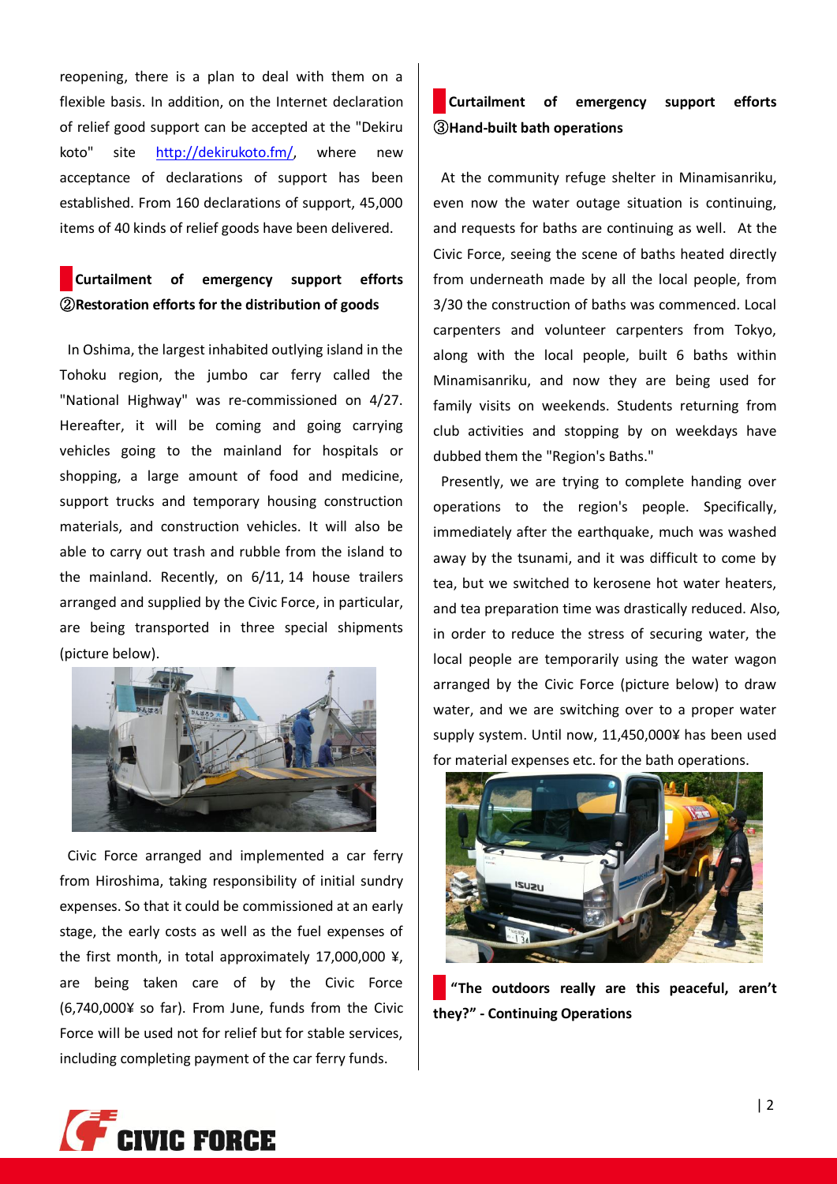reopening, there is a plan to deal with them on a flexible basis. In addition, on the Internet declaration of relief good support can be accepted at the "Dekiru koto" site http://dekirukoto.fm/, where new acceptance of declarations of support has been established. From 160 declarations of support, 45,000 items of 40 kinds of relief goods have been delivered.

## Curtailment of emergency support efforts ②Restoration efforts for the distribution of goods

In Oshima, the largest inhabited outlying island in the Tohoku region, the jumbo car ferry called the "National Highway" was re-commissioned on 4/27. Hereafter, it will be coming and going carrying vehicles going to the mainland for hospitals or shopping, a large amount of food and medicine, support trucks and temporary housing construction materials, and construction vehicles. It will also be able to carry out trash and rubble from the island to the mainland. Recently, on 6/11, 14 house trailers arranged and supplied by the Civic Force, in particular, are being transported in three special shipments (picture below).

Civic Force arranged and implemented a car ferry from Hiroshima, taking responsibility of initial sundry expenses. So that it could be commissioned at an early stage, the early costs as well as the fuel expenses of the first month, in total approximately 17,000,000 ¥, are being taken care of by the Civic Force (6,740,000¥ so far). From June, funds from the Civic Force will be used not for relief but for stable services, including completing payment of the car ferry funds.

## Curtailment of emergency support efforts ③Hand-built bath operations

At the community refuge shelter in Minamisanriku, even now the water outage situation is continuing, and requests for baths are continuing as well. At the Civic Force, seeing the scene of baths heated directly from underneath made by all the local people, from 3/30 the construction of baths was commenced. Local carpenters and volunteer carpenters from Tokyo, along with the local people, built 6 baths within Minamisanriku, and now they are being used for family visits on weekends. Students returning from club activities and stopping by on weekdays have dubbed them the "Region's Baths."

Presently, we are trying to complete handing over operations to the region's people. Specifically, immediately after the earthquake, much was washed away by the tsunami, and it was difficult to come by tea, but we switched to kerosene hot water heaters, and tea preparation time was drastically reduced. Also, in order to reduce the stress of securing water, the local people are temporarily using the water wagon arranged by the Civic Force (picture below) to draw water, and we are switching over to a proper water supply system. Until now, 11,450,000¥ has been used for material expenses etc. for the bath operations.

## "The outdoors really are this peaceful, aren't they?" - Continuing Operations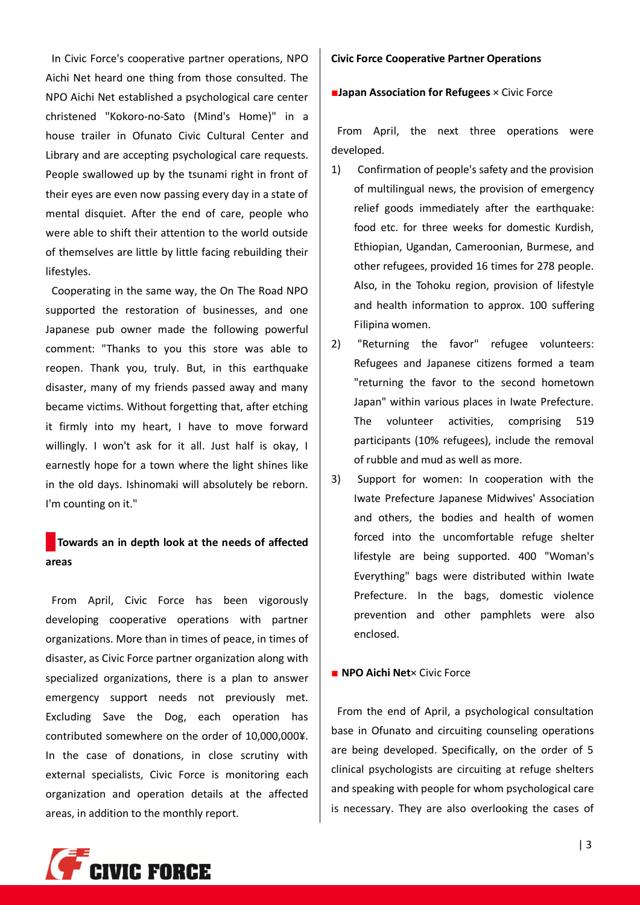In Civic Force's cooperative partner operations, NPO Aichi Net heard one thing from those consulted. The NPO Aichi Net established a psychological care center christened "Kokoro-no-Sato (Mind's Home)" in a house trailer in Ofunato Civic Cultural Center and Library and are accepting psychological care requests. People swallowed up by the tsunami right in front of their eyes are even now passing every day in a state of mental disquiet. After the end of care, people who were able to shift their attention to the world outside of themselves are little by little facing rebuilding their lifestyles.

Cooperating in the same way, the On The Road NPO supported the restoration of businesses, and one Japanese pub owner made the following powerful comment: "Thanks to you this store was able to reopen. Thank you, truly. But, in this earthquake disaster, many of my friends passed away and many became victims. Without forgetting that, after etching it firmly into my heart, I have to move forward willingly. I won't ask for it all. Just half is okay, I earnestly hope for a town where the light shines like in the old days. Ishinomaki will absolutely be reborn. I'm counting on it."

## Towards an in depth look at the needs of affected areas

From April, Civic Force has been vigorously developing cooperative operations with partner organizations. More than in times of peace, in times of disaster, as Civic Force partner organization along with specialized organizations, there is a plan to answer emergency support needs not previously met. Excluding Save the Dog, each operation has contributed somewhere on the order of 10,000,000¥. In the case of donations, in close scrutiny with external specialists, Civic Force is monitoring each organization and operation details at the affected areas, in addition to the monthly report.

**Civic Force Cooperative Partner Operations**

■**Japan Association for Refugees** × Civic Force

From April, the next three operations were developed.

1) Confirmation of people's safety and the provision of multilingual news, the provision of emergency relief goods immediately after the earthquake: food etc. for three weeks for domestic Kurdish, Ethiopian, Ugandan, Cameroonian, Burmese, and other refugees, provided 16 times for 278 people. Also, in the Tohoku region, provision of lifestyle and health information to approx. 100 suffering Filipina women.
2) "Returning the favor" refugee volunteers: Refugees and Japanese citizens formed a team "returning the favor to the second hometown Japan" within various places in Iwate Prefecture. The volunteer activities, comprising 519 participants (10% refugees), include the removal of rubble and mud as well as more.
3) Support for women: In cooperation with the Iwate Prefecture Japanese Midwives' Association and others, the bodies and health of women forced into the uncomfortable refuge shelter lifestyle are being supported. 400 "Woman's Everything" bags were distributed within Iwate Prefecture. In the bags, domestic violence prevention and other pamphlets were also enclosed.

■ **NPO Aichi Net**× Civic Force

From the end of April, a psychological consultation base in Ofunato and circuiting counseling operations are being developed. Specifically, on the order of 5 clinical psychologists are circuiting at refuge shelters and speaking with people for whom psychological care is necessary. They are also overlooking the cases of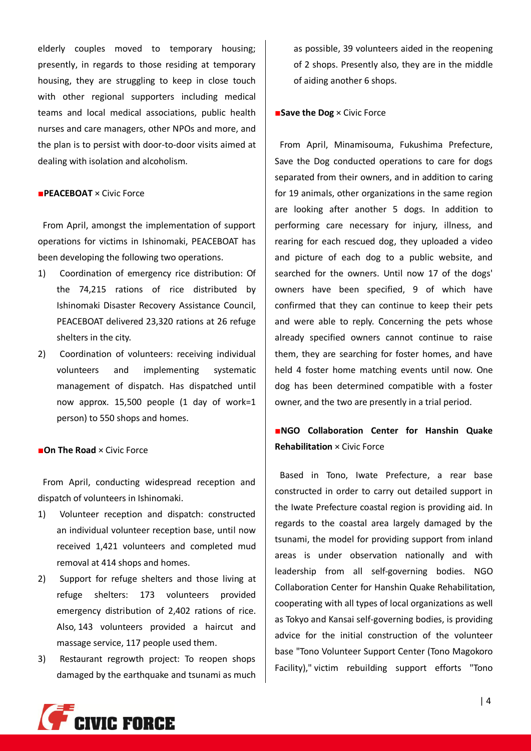elderly couples moved to temporary housing; presently, in regards to those residing at temporary housing, they are struggling to keep in close touch with other regional supporters including medical teams and local medical associations, public health nurses and care managers, other NPOs and more, and the plan is to persist with door-to-door visits aimed at dealing with isolation and alcoholism.

■**PEACEBOAT** × Civic Force

From April, amongst the implementation of support operations for victims in Ishinomaki, PEACEBOAT has been developing the following two operations.

1) Coordination of emergency rice distribution: Of the 74,215 rations of rice distributed by Ishinomaki Disaster Recovery Assistance Council, PEACEBOAT delivered 23,320 rations at 26 refuge shelters in the city.
2) Coordination of volunteers: receiving individual volunteers and implementing systematic management of dispatch. Has dispatched until now approx. 15,500 people (1 day of work=1 person) to 550 shops and homes.

■**On The Road** × Civic Force

From April, conducting widespread reception and dispatch of volunteers in Ishinomaki.

1) Volunteer reception and dispatch: constructed an individual volunteer reception base, until now received 1,421 volunteers and completed mud removal at 414 shops and homes.
2) Support for refuge shelters and those living at refuge shelters: 173 volunteers provided emergency distribution of 2,402 rations of rice. Also, 143 volunteers provided a haircut and massage service, 117 people used them.
3) Restaurant regrowth project: To reopen shops damaged by the earthquake and tsunami as much as possible, 39 volunteers aided in the reopening of 2 shops. Presently also, they are in the middle of aiding another 6 shops.

■**Save the Dog** × Civic Force

From April, Minamisouma, Fukushima Prefecture, Save the Dog conducted operations to care for dogs separated from their owners, and in addition to caring for 19 animals, other organizations in the same region are looking after another 5 dogs. In addition to performing care necessary for injury, illness, and rearing for each rescued dog, they uploaded a video and picture of each dog to a public website, and searched for the owners. Until now 17 of the dogs' owners have been specified, 9 of which have confirmed that they can continue to keep their pets and were able to reply. Concerning the pets whose already specified owners cannot continue to raise them, they are searching for foster homes, and have held 4 foster home matching events until now. One dog has been determined compatible with a foster owner, and the two are presently in a trial period.

■**NGO Collaboration Center for Hanshin Quake Rehabilitation** × Civic Force

Based in Tono, Iwate Prefecture, a rear base constructed in order to carry out detailed support in the Iwate Prefecture coastal region is providing aid. In regards to the coastal area largely damaged by the tsunami, the model for providing support from inland areas is under observation nationally and with leadership from all self-governing bodies. NGO Collaboration Center for Hanshin Quake Rehabilitation, cooperating with all types of local organizations as well as Tokyo and Kansai self-governing bodies, is providing advice for the initial construction of the volunteer base "Tono Volunteer Support Center (Tono Magokoro Facility)," victim rebuilding support efforts "Tono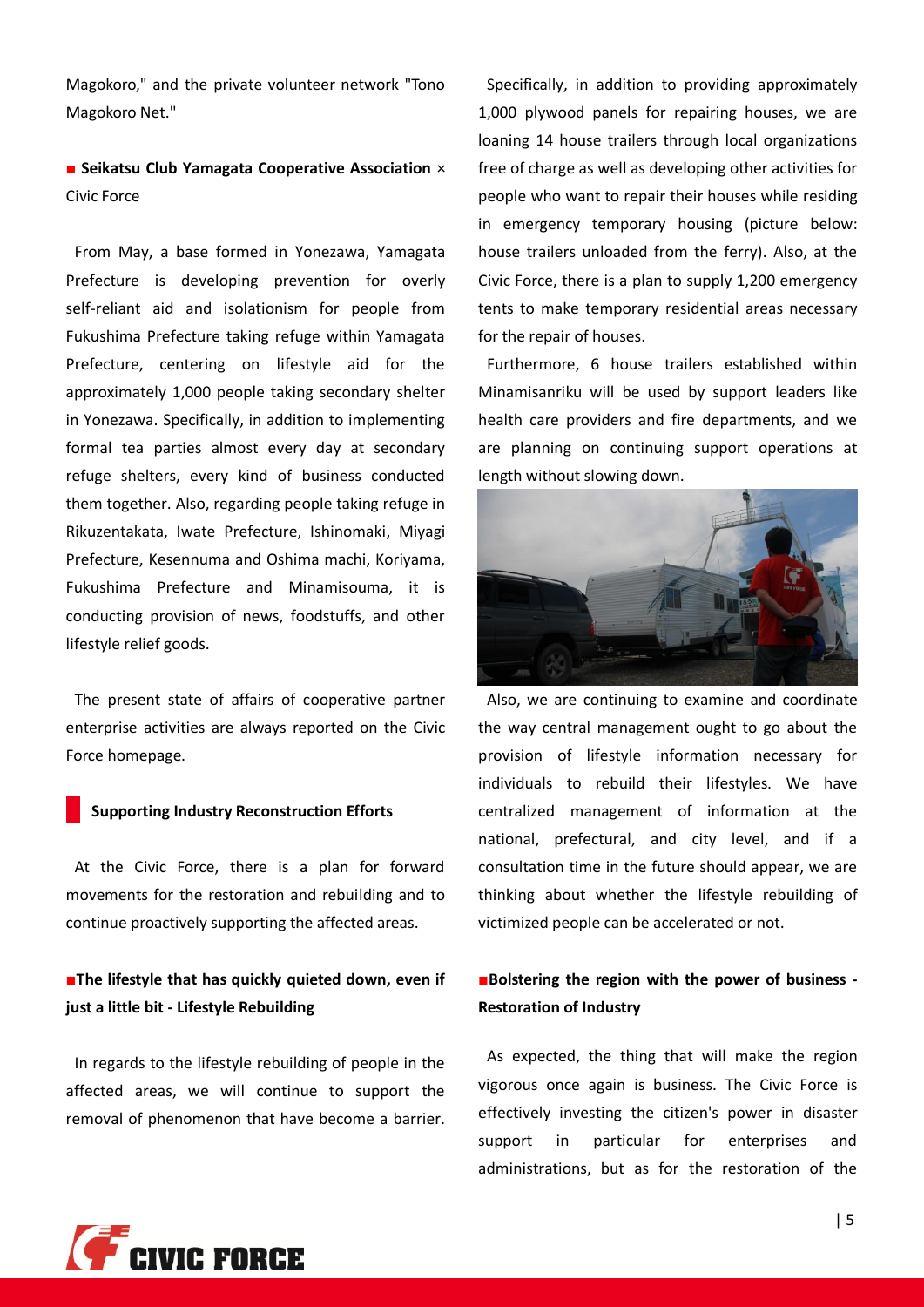Magokoro," and the private volunteer network "Tono Magokoro Net."

■ **Seikatsu Club Yamagata Cooperative Association** × Civic Force

From May, a base formed in Yonezawa, Yamagata Prefecture is developing prevention for overly self-reliant aid and isolationism for people from Fukushima Prefecture taking refuge within Yamagata Prefecture, centering on lifestyle aid for the approximately 1,000 people taking secondary shelter in Yonezawa. Specifically, in addition to implementing formal tea parties almost every day at secondary refuge shelters, every kind of business conducted them together. Also, regarding people taking refuge in Rikuzentakata, Iwate Prefecture, Ishinomaki, Miyagi Prefecture, Kesennuma and Oshima machi, Koriyama, Fukushima Prefecture and Minamisouma, it is conducting provision of news, foodstuffs, and other lifestyle relief goods.

The present state of affairs of cooperative partner enterprise activities are always reported on the Civic Force homepage.

## Supporting Industry Reconstruction Efforts

At the Civic Force, there is a plan for forward movements for the restoration and rebuilding and to continue proactively supporting the affected areas.

### ■The lifestyle that has quickly quieted down, even if just a little bit - Lifestyle Rebuilding

In regards to the lifestyle rebuilding of people in the affected areas, we will continue to support the removal of phenomenon that have become a barrier.

Specifically, in addition to providing approximately 1,000 plywood panels for repairing houses, we are loaning 14 house trailers through local organizations free of charge as well as developing other activities for people who want to repair their houses while residing in emergency temporary housing (picture below: house trailers unloaded from the ferry). Also, at the Civic Force, there is a plan to supply 1,200 emergency tents to make temporary residential areas necessary for the repair of houses.

Furthermore, 6 house trailers established within Minamisanriku will be used by support leaders like health care providers and fire departments, and we are planning on continuing support operations at length without slowing down.

Also, we are continuing to examine and coordinate the way central management ought to go about the provision of lifestyle information necessary for individuals to rebuild their lifestyles. We have centralized management of information at the national, prefectural, and city level, and if a consultation time in the future should appear, we are thinking about whether the lifestyle rebuilding of victimized people can be accelerated or not.

### ■Bolstering the region with the power of business - Restoration of Industry

As expected, the thing that will make the region vigorous once again is business. The Civic Force is effectively investing the citizen's power in disaster support in particular for enterprises and administrations, but as for the restoration of the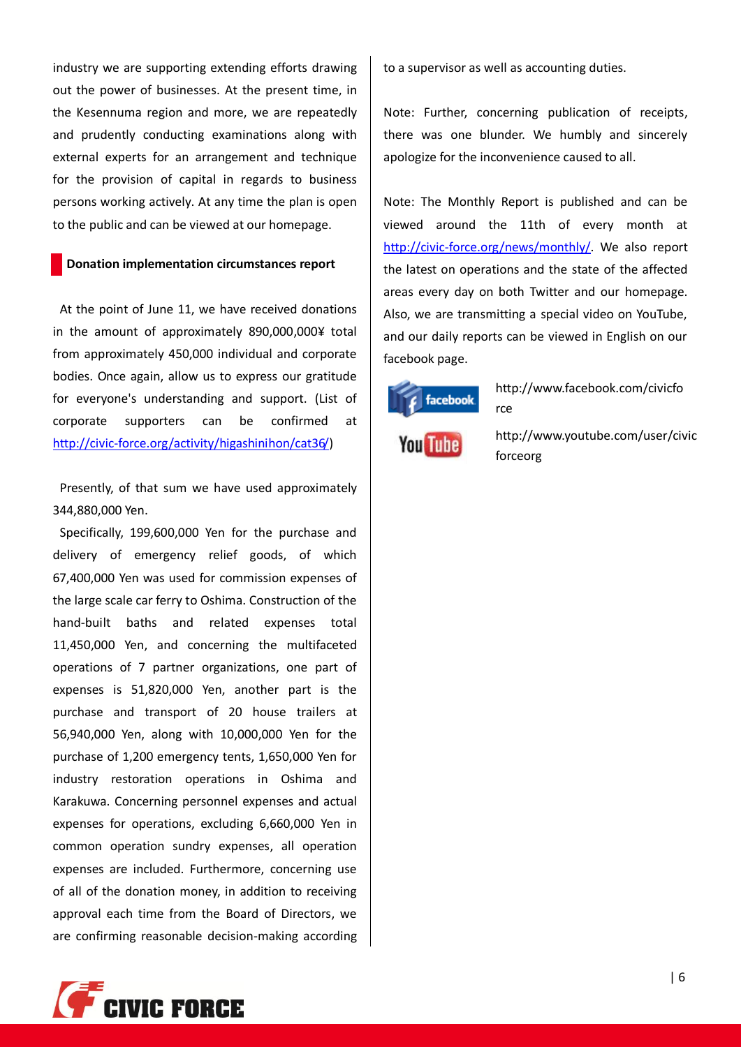industry we are supporting extending efforts drawing out the power of businesses. At the present time, in the Kesennuma region and more, we are repeatedly and prudently conducting examinations along with external experts for an arrangement and technique for the provision of capital in regards to business persons working actively. At any time the plan is open to the public and can be viewed at our homepage.

### Donation implementation circumstances report

At the point of June 11, we have received donations in the amount of approximately 890,000,000¥ total from approximately 450,000 individual and corporate bodies. Once again, allow us to express our gratitude for everyone's understanding and support. (List of corporate supporters can be confirmed at http://civic-force.org/activity/higashinihon/cat36/)

Presently, of that sum we have used approximately 344,880,000 Yen.

Specifically, 199,600,000 Yen for the purchase and delivery of emergency relief goods, of which 67,400,000 Yen was used for commission expenses of the large scale car ferry to Oshima. Construction of the hand-built baths and related expenses total 11,450,000 Yen, and concerning the multifaceted operations of 7 partner organizations, one part of expenses is 51,820,000 Yen, another part is the purchase and transport of 20 house trailers at 56,940,000 Yen, along with 10,000,000 Yen for the purchase of 1,200 emergency tents, 1,650,000 Yen for industry restoration operations in Oshima and Karakuwa. Concerning personnel expenses and actual expenses for operations, excluding 6,660,000 Yen in common operation sundry expenses, all operation expenses are included. Furthermore, concerning use of all of the donation money, in addition to receiving approval each time from the Board of Directors, we are confirming reasonable decision-making according to a supervisor as well as accounting duties.

Note: Further, concerning publication of receipts, there was one blunder. We humbly and sincerely apologize for the inconvenience caused to all.

Note: The Monthly Report is published and can be viewed around the 11th of every month at http://civic-force.org/news/monthly/. We also report the latest on operations and the state of the affected areas every day on both Twitter and our homepage. Also, we are transmitting a special video on YouTube, and our daily reports can be viewed in English on our facebook page.

http://www.facebook.com/civicforce

http://www.youtube.com/user/civicforceorg